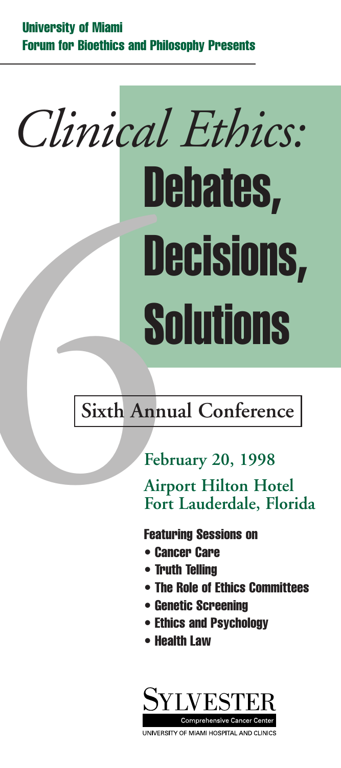**University of Miami**
**Forum for Bioethics and Philosophy Presents**

# *Clinical Ethics:* Debates, Decisions, Solutions

6

## Sixth Annual Conference

**February 20, 1998**

**Airport Hilton Hotel**
**Fort Lauderdale, Florida**

**Featuring Sessions on**

- **Cancer Care**
- **Truth Telling**
- **The Role of Ethics Committees**
- **Genetic Screening**
- **Ethics and Psychology**
- **Health Law**

SYLVESTER
Comprehensive Cancer Center
UNIVERSITY OF MIAMI HOSPITAL AND CLINICS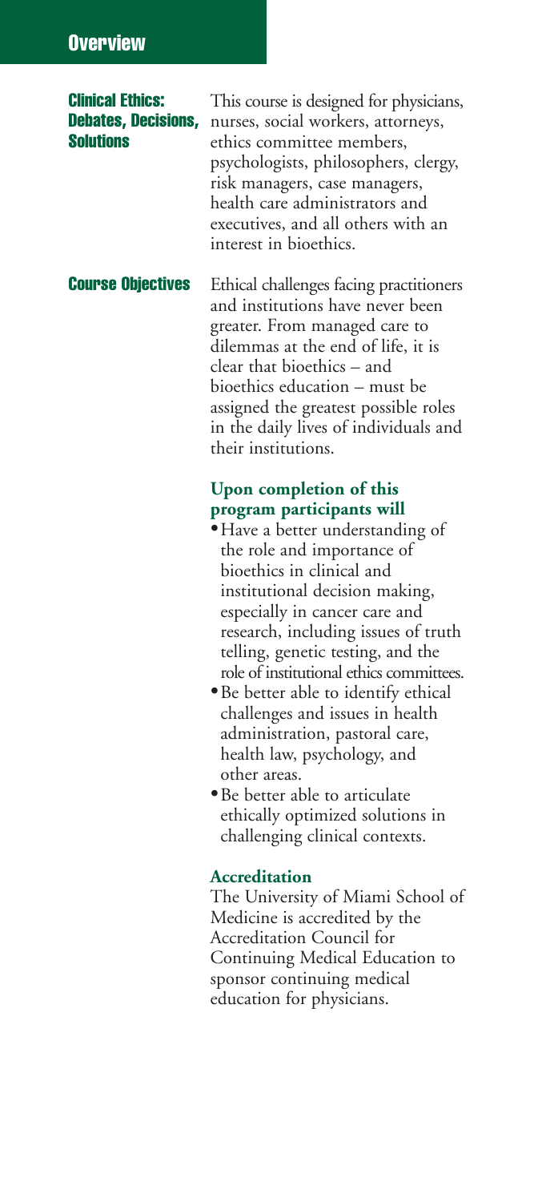# Overview

## Clinical Ethics: Debates, Decisions, Solutions

This course is designed for physicians, nurses, social workers, attorneys, ethics committee members, psychologists, philosophers, clergy, risk managers, case managers, health care administrators and executives, and all others with an interest in bioethics.

## Course Objectives

Ethical challenges facing practitioners and institutions have never been greater. From managed care to dilemmas at the end of life, it is clear that bioethics – and bioethics education – must be assigned the greatest possible roles in the daily lives of individuals and their institutions.

### Upon completion of this program participants will

- Have a better understanding of the role and importance of bioethics in clinical and institutional decision making, especially in cancer care and research, including issues of truth telling, genetic testing, and the role of institutional ethics committees.
- Be better able to identify ethical challenges and issues in health administration, pastoral care, health law, psychology, and other areas.
- Be better able to articulate ethically optimized solutions in challenging clinical contexts.

### Accreditation

The University of Miami School of Medicine is accredited by the Accreditation Council for Continuing Medical Education to sponsor continuing medical education for physicians.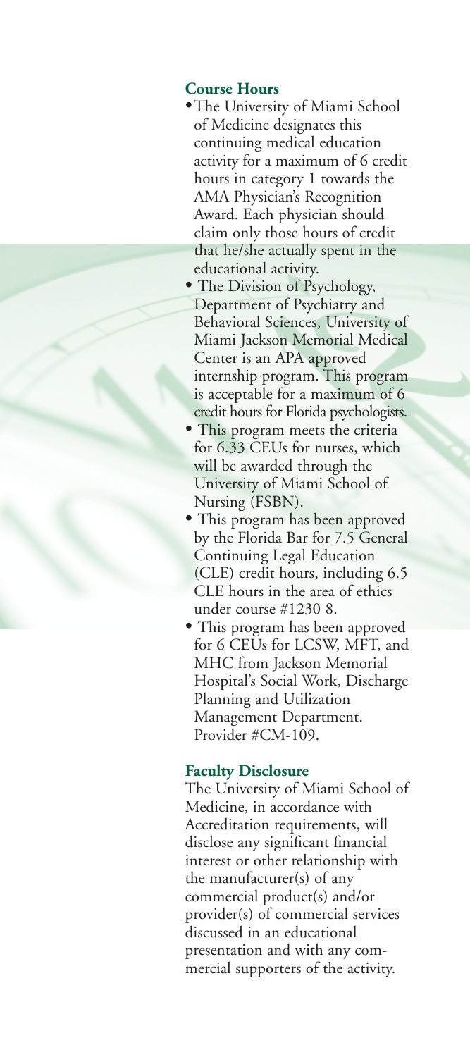### Course Hours

- The University of Miami School of Medicine designates this continuing medical education activity for a maximum of 6 credit hours in category 1 towards the AMA Physician's Recognition Award. Each physician should claim only those hours of credit that he/she actually spent in the educational activity.
- The Division of Psychology, Department of Psychiatry and Behavioral Sciences, University of Miami Jackson Memorial Medical Center is an APA approved internship program. This program is acceptable for a maximum of 6 credit hours for Florida psychologists.
- This program meets the criteria for 6.33 CEUs for nurses, which will be awarded through the University of Miami School of Nursing (FSBN).
- This program has been approved by the Florida Bar for 7.5 General Continuing Legal Education (CLE) credit hours, including 6.5 CLE hours in the area of ethics under course #1230 8.
- This program has been approved for 6 CEUs for LCSW, MFT, and MHC from Jackson Memorial Hospital's Social Work, Discharge Planning and Utilization Management Department. Provider #CM-109.

### Faculty Disclosure

The University of Miami School of Medicine, in accordance with Accreditation requirements, will disclose any significant financial interest or other relationship with the manufacturer(s) of any commercial product(s) and/or provider(s) of commercial services discussed in an educational presentation and with any commercial supporters of the activity.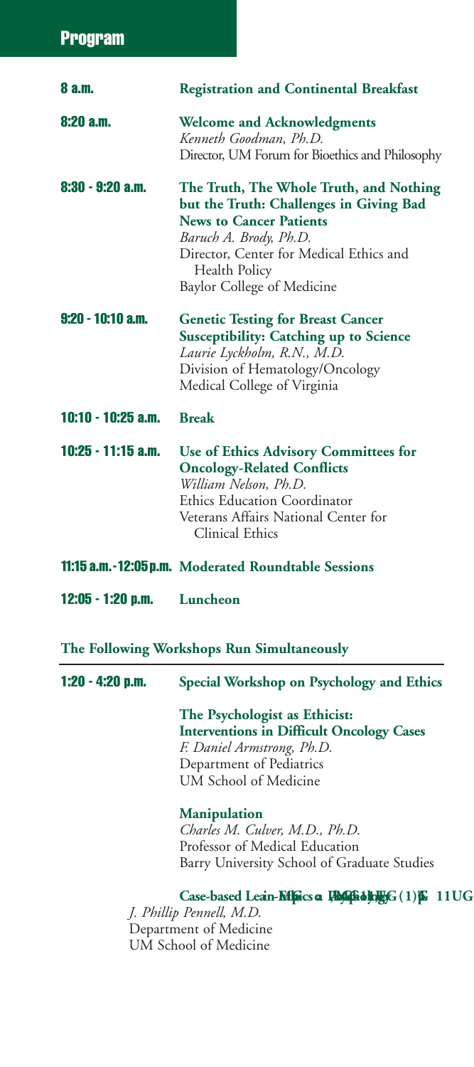# Program

| | |
|---|---|
| **8 a.m.** | **Registration and Continental Breakfast** |
| **8:20 a.m.** | **Welcome and Acknowledgments**<br>*Kenneth Goodman, Ph.D.*<br>Director, UM Forum for Bioethics and Philosophy |
| **8:30 - 9:20 a.m.** | **The Truth, The Whole Truth, and Nothing but the Truth: Challenges in Giving Bad News to Cancer Patients**<br>*Baruch A. Brody, Ph.D.*<br>Director, Center for Medical Ethics and Health Policy<br>Baylor College of Medicine |
| **9:20 - 10:10 a.m.** | **Genetic Testing for Breast Cancer Susceptibility: Catching up to Science**<br>*Laurie Lyckholm, R.N., M.D.*<br>Division of Hematology/Oncology<br>Medical College of Virginia |
| **10:10 - 10:25 a.m.** | **Break** |
| **10:25 - 11:15 a.m.** | **Use of Ethics Advisory Committees for Oncology-Related Conflicts**<br>*William Nelson, Ph.D.*<br>Ethics Education Coordinator<br>Veterans Affairs National Center for Clinical Ethics |
| **11:15 a.m. - 12:05 p.m.** | **Moderated Roundtable Sessions** |
| **12:05 - 1:20 p.m.** | **Luncheon** |

**The Following Workshops Run Simultaneously**

| | |
|---|---|
| **1:20 - 4:20 p.m.** | **Special Workshop on Psychology and Ethics** |

**The Psychologist as Ethicist: Interventions in Difficult Oncology Cases**
*F. Daniel Armstrong, Ph.D.*
Department of Pediatrics
UM School of Medicine

**Manipulation**
*Charles M. Culver, M.D., Ph.D.*
Professor of Medical Education
Barry University School of Graduate Studies

**Case-based Lean-Ethics a Psychology G (1) 11UG**
*J. Phillip Pennell, M.D.*
Department of Medicine
UM School of Medicine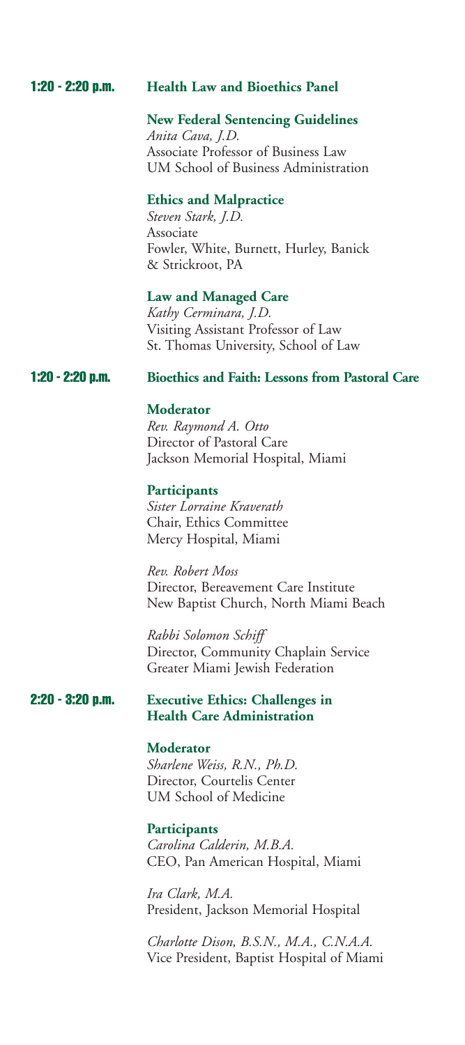## 1:20 - 2:20 p.m. — Health Law and Bioethics Panel

**New Federal Sentencing Guidelines**
*Anita Cava, J.D.*
Associate Professor of Business Law
UM School of Business Administration

**Ethics and Malpractice**
*Steven Stark, J.D.*
Associate
Fowler, White, Burnett, Hurley, Banick & Strickroot, PA

**Law and Managed Care**
*Kathy Cerminara, J.D.*
Visiting Assistant Professor of Law
St. Thomas University, School of Law

## 1:20 - 2:20 p.m. — Bioethics and Faith: Lessons from Pastoral Care

**Moderator**
*Rev. Raymond A. Otto*
Director of Pastoral Care
Jackson Memorial Hospital, Miami

**Participants**
*Sister Lorraine Kraverath*
Chair, Ethics Committee
Mercy Hospital, Miami

*Rev. Robert Moss*
Director, Bereavement Care Institute
New Baptist Church, North Miami Beach

*Rabbi Solomon Schiff*
Director, Community Chaplain Service
Greater Miami Jewish Federation

## 2:20 - 3:20 p.m. — Executive Ethics: Challenges in Health Care Administration

**Moderator**
*Sharlene Weiss, R.N., Ph.D.*
Director, Courtelis Center
UM School of Medicine

**Participants**
*Carolina Calderin, M.B.A.*
CEO, Pan American Hospital, Miami

*Ira Clark, M.A.*
President, Jackson Memorial Hospital

*Charlotte Dison, B.S.N., M.A., C.N.A.A.*
Vice President, Baptist Hospital of Miami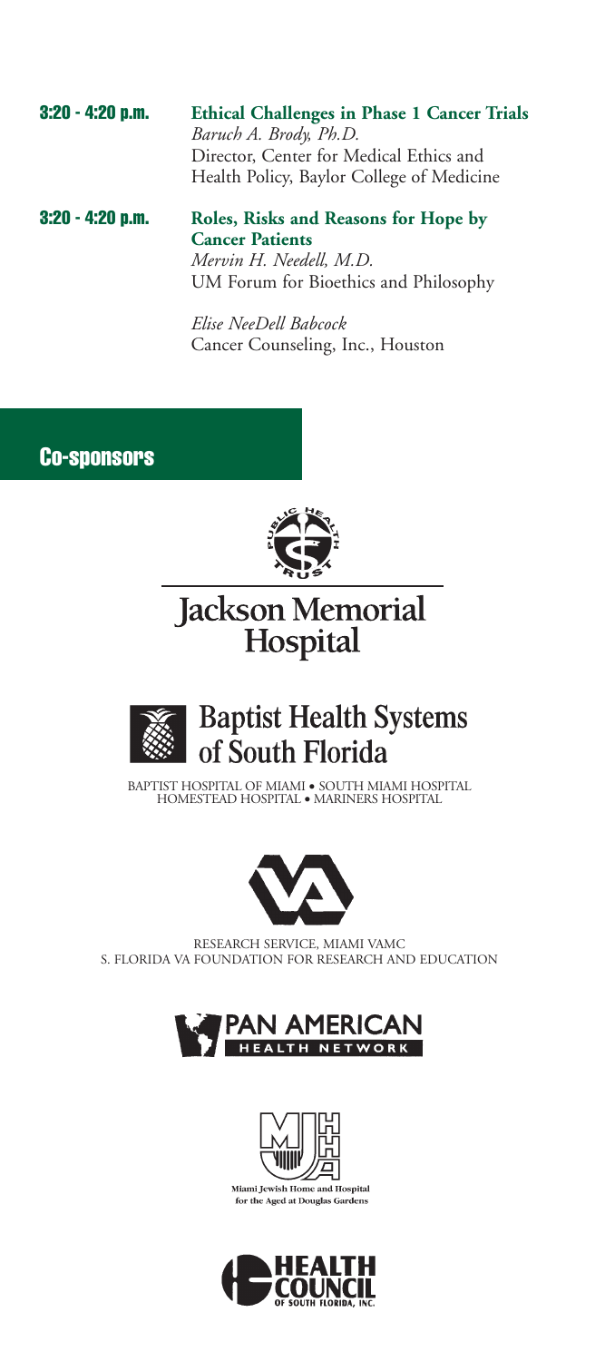**3:20 - 4:20 p.m.** **Ethical Challenges in Phase 1 Cancer Trials**
*Baruch A. Brody, Ph.D.*
Director, Center for Medical Ethics and Health Policy, Baylor College of Medicine

**3:20 - 4:20 p.m.** **Roles, Risks and Reasons for Hope by Cancer Patients**
*Mervin H. Needell, M.D.*
UM Forum for Bioethics and Philosophy

*Elise NeeDell Babcock*
Cancer Counseling, Inc., Houston

## Co-sponsors

PUBLIC HEALTH TRUST

Jackson Memorial Hospital

Baptist Health Systems of South Florida

BAPTIST HOSPITAL OF MIAMI • SOUTH MIAMI HOSPITAL
HOMESTEAD HOSPITAL • MARINERS HOSPITAL

RESEARCH SERVICE, MIAMI VAMC
S. FLORIDA VA FOUNDATION FOR RESEARCH AND EDUCATION

PAN AMERICAN HEALTH NETWORK

Miami Jewish Home and Hospital for the Aged at Douglas Gardens

HEALTH COUNCIL OF SOUTH FLORIDA, INC.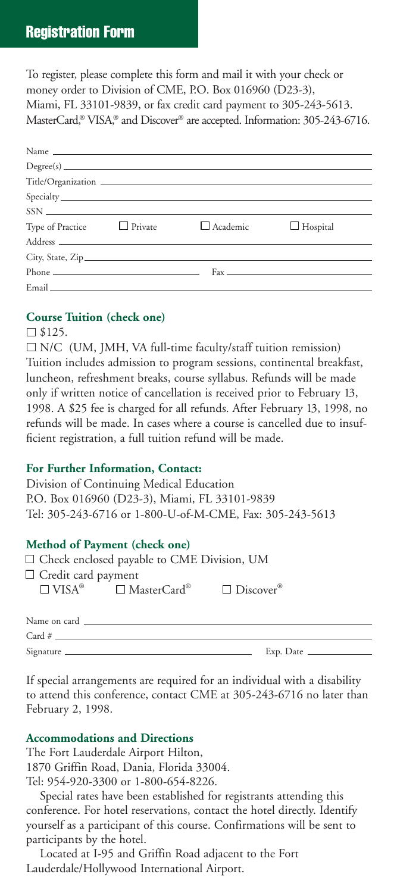## Registration Form

To register, please complete this form and mail it with your check or money order to Division of CME, P.O. Box 016960 (D23-3), Miami, FL 33101-9839, or fax credit card payment to 305-243-5613. MasterCard,® VISA,® and Discover® are accepted. Information: 305-243-6716.

Name \_\_\_\_\_\_\_\_\_\_\_\_\_\_\_\_\_\_\_\_\_\_\_\_\_\_\_\_\_\_

Degree(s) \_\_\_\_\_\_\_\_\_\_\_\_\_\_\_\_\_\_\_\_\_\_\_\_\_\_\_\_\_\_

Title/Organization \_\_\_\_\_\_\_\_\_\_\_\_\_\_\_\_\_\_\_\_\_\_\_\_\_\_\_\_\_\_

Specialty \_\_\_\_\_\_\_\_\_\_\_\_\_\_\_\_\_\_\_\_\_\_\_\_\_\_\_\_\_\_

SSN \_\_\_\_\_\_\_\_\_\_\_\_\_\_\_\_\_\_\_\_\_\_\_\_\_\_\_\_\_\_

Type of Practice ☐ Private ☐ Academic ☐ Hospital

Address \_\_\_\_\_\_\_\_\_\_\_\_\_\_\_\_\_\_\_\_\_\_\_\_\_\_\_\_\_\_

City, State, Zip \_\_\_\_\_\_\_\_\_\_\_\_\_\_\_\_\_\_\_\_\_\_\_\_\_\_\_\_\_\_

Phone \_\_\_\_\_\_\_\_\_\_\_\_\_\_\_ Fax \_\_\_\_\_\_\_\_\_\_\_\_\_\_\_

Email \_\_\_\_\_\_\_\_\_\_\_\_\_\_\_\_\_\_\_\_\_\_\_\_\_\_\_\_\_\_

### Course Tuition (check one)

☐ $125.

☐ N/C (UM, JMH, VA full-time faculty/staff tuition remission)

Tuition includes admission to program sessions, continental breakfast, luncheon, refreshment breaks, course syllabus. Refunds will be made only if written notice of cancellation is received prior to February 13, 1998. A $25 fee is charged for all refunds. After February 13, 1998, no refunds will be made. In cases where a course is cancelled due to insufficient registration, a full tuition refund will be made.

### For Further Information, Contact:

Division of Continuing Medical Education
P.O. Box 016960 (D23-3), Miami, FL 33101-9839
Tel: 305-243-6716 or 1-800-U-of-M-CME, Fax: 305-243-5613

### Method of Payment (check one)

☐ Check enclosed payable to CME Division, UM

☐ Credit card payment
☐ VISA® ☐ MasterCard® ☐ Discover®

Name on card \_\_\_\_\_\_\_\_\_\_\_\_\_\_\_\_\_\_\_\_\_\_\_\_\_\_\_\_\_\_

Card # \_\_\_\_\_\_\_\_\_\_\_\_\_\_\_\_\_\_\_\_\_\_\_\_\_\_\_\_\_\_

Signature \_\_\_\_\_\_\_\_\_\_\_\_\_\_\_ Exp. Date \_\_\_\_\_\_\_\_\_\_

If special arrangements are required for an individual with a disability to attend this conference, contact CME at 305-243-6716 no later than February 2, 1998.

### Accommodations and Directions

The Fort Lauderdale Airport Hilton,
1870 Griffin Road, Dania, Florida 33004.
Tel: 954-920-3300 or 1-800-654-8226.

Special rates have been established for registrants attending this conference. For hotel reservations, contact the hotel directly. Identify yourself as a participant of this course. Confirmations will be sent to participants by the hotel.

Located at I-95 and Griffin Road adjacent to the Fort Lauderdale/Hollywood International Airport.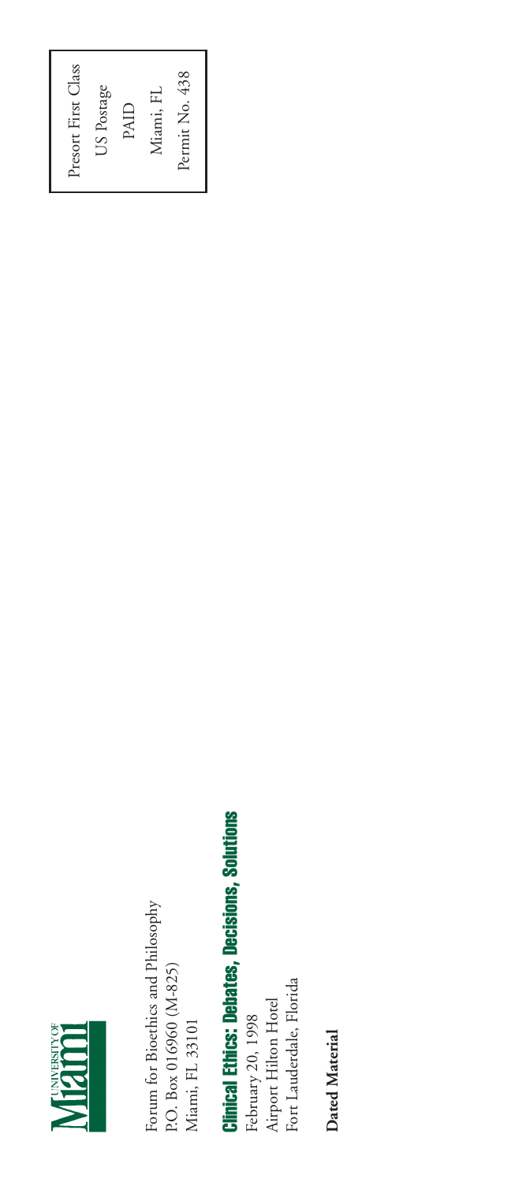University of Miami

Forum for Bioethics and Philosophy
P.O. Box 016960 (M-825)
Miami, FL 33101

## Clinical Ethics: Debates, Decisions, Solutions

February 20, 1998
Airport Hilton Hotel
Fort Lauderdale, Florida

**Dated Material**

Presort First Class
US Postage
PAID
Miami, FL
Permit No. 438